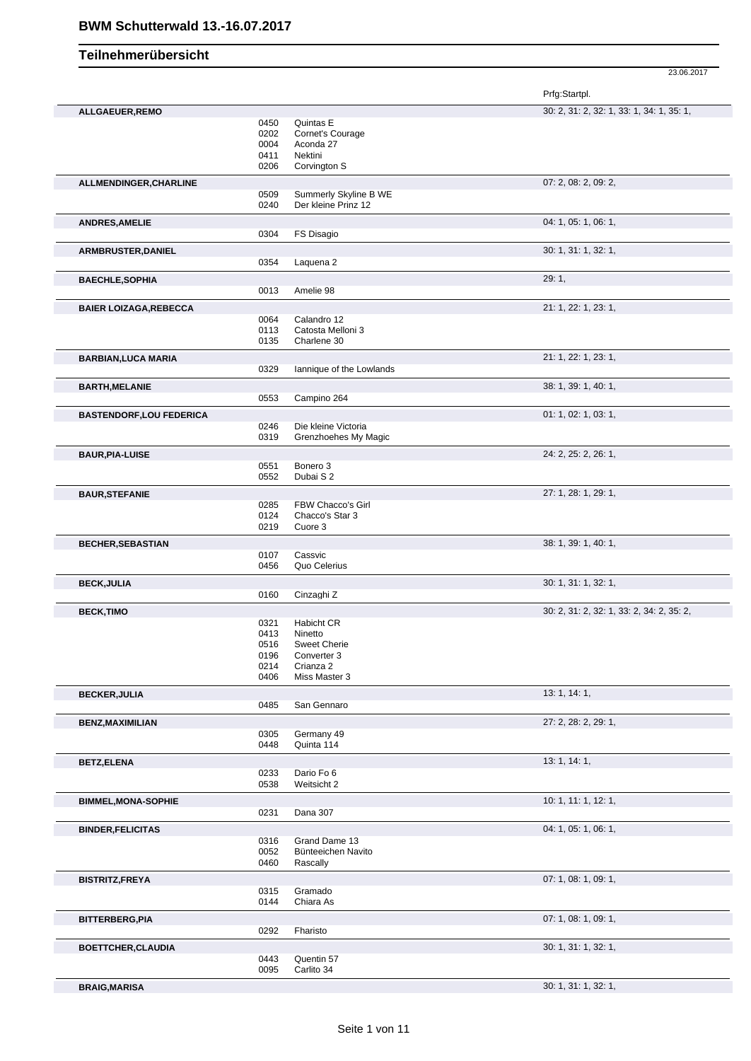# BWM Schutterwald 13.-16.07.2017

## Teilnehmerübersicht

23.06.2017

| | | | Prfg:Startpl. |
|---|---|---|---|
| **ALLGAEUER,REMO** | | | 30: 2, 31: 2, 32: 1, 33: 1, 34: 1, 35: 1, |
| | 0450 | Quintas E | |
| | 0202 | Cornet's Courage | |
| | 0004 | Aconda 27 | |
| | 0411 | Nektini | |
| | 0206 | Corvington S | |
| **ALLMENDINGER,CHARLINE** | | | 07: 2, 08: 2, 09: 2, |
| | 0509 | Summerly Skyline B WE | |
| | 0240 | Der kleine Prinz 12 | |
| **ANDRES,AMELIE** | | | 04: 1, 05: 1, 06: 1, |
| | 0304 | FS Disagio | |
| **ARMBRUSTER,DANIEL** | | | 30: 1, 31: 1, 32: 1, |
| | 0354 | Laquena 2 | |
| **BAECHLE,SOPHIA** | | | 29: 1, |
| | 0013 | Amelie 98 | |
| **BAIER LOIZAGA,REBECCA** | | | 21: 1, 22: 1, 23: 1, |
| | 0064 | Calandro 12 | |
| | 0113 | Catosta Melloni 3 | |
| | 0135 | Charlene 30 | |
| **BARBIAN,LUCA MARIA** | | | 21: 1, 22: 1, 23: 1, |
| | 0329 | Iannique of the Lowlands | |
| **BARTH,MELANIE** | | | 38: 1, 39: 1, 40: 1, |
| | 0553 | Campino 264 | |
| **BASTENDORF,LOU FEDERICA** | | | 01: 1, 02: 1, 03: 1, |
| | 0246 | Die kleine Victoria | |
| | 0319 | Grenzhoehes My Magic | |
| **BAUR,PIA-LUISE** | | | 24: 2, 25: 2, 26: 1, |
| | 0551 | Bonero 3 | |
| | 0552 | Dubai S 2 | |
| **BAUR,STEFANIE** | | | 27: 1, 28: 1, 29: 1, |
| | 0285 | FBW Chacco's Girl | |
| | 0124 | Chacco's Star 3 | |
| | 0219 | Cuore 3 | |
| **BECHER,SEBASTIAN** | | | 38: 1, 39: 1, 40: 1, |
| | 0107 | Cassvic | |
| | 0456 | Quo Celerius | |
| **BECK,JULIA** | | | 30: 1, 31: 1, 32: 1, |
| | 0160 | Cinzaghi Z | |
| **BECK,TIMO** | | | 30: 2, 31: 2, 32: 1, 33: 2, 34: 2, 35: 2, |
| | 0321 | Habicht CR | |
| | 0413 | Ninetto | |
| | 0516 | Sweet Cherie | |
| | 0196 | Converter 3 | |
| | 0214 | Crianza 2 | |
| | 0406 | Miss Master 3 | |
| **BECKER,JULIA** | | | 13: 1, 14: 1, |
| | 0485 | San Gennaro | |
| **BENZ,MAXIMILIAN** | | | 27: 2, 28: 2, 29: 1, |
| | 0305 | Germany 49 | |
| | 0448 | Quinta 114 | |
| **BETZ,ELENA** | | | 13: 1, 14: 1, |
| | 0233 | Dario Fo 6 | |
| | 0538 | Weitsicht 2 | |
| **BIMMEL,MONA-SOPHIE** | | | 10: 1, 11: 1, 12: 1, |
| | 0231 | Dana 307 | |
| **BINDER,FELICITAS** | | | 04: 1, 05: 1, 06: 1, |
| | 0316 | Grand Dame 13 | |
| | 0052 | Bünteeichen Navito | |
| | 0460 | Rascally | |
| **BISTRITZ,FREYA** | | | 07: 1, 08: 1, 09: 1, |
| | 0315 | Gramado | |
| | 0144 | Chiara As | |
| **BITTERBERG,PIA** | | | 07: 1, 08: 1, 09: 1, |
| | 0292 | Fharisto | |
| **BOETTCHER,CLAUDIA** | | | 30: 1, 31: 1, 32: 1, |
| | 0443 | Quentin 57 | |
| | 0095 | Carlito 34 | |
| **BRAIG,MARISA** | | | 30: 1, 31: 1, 32: 1, |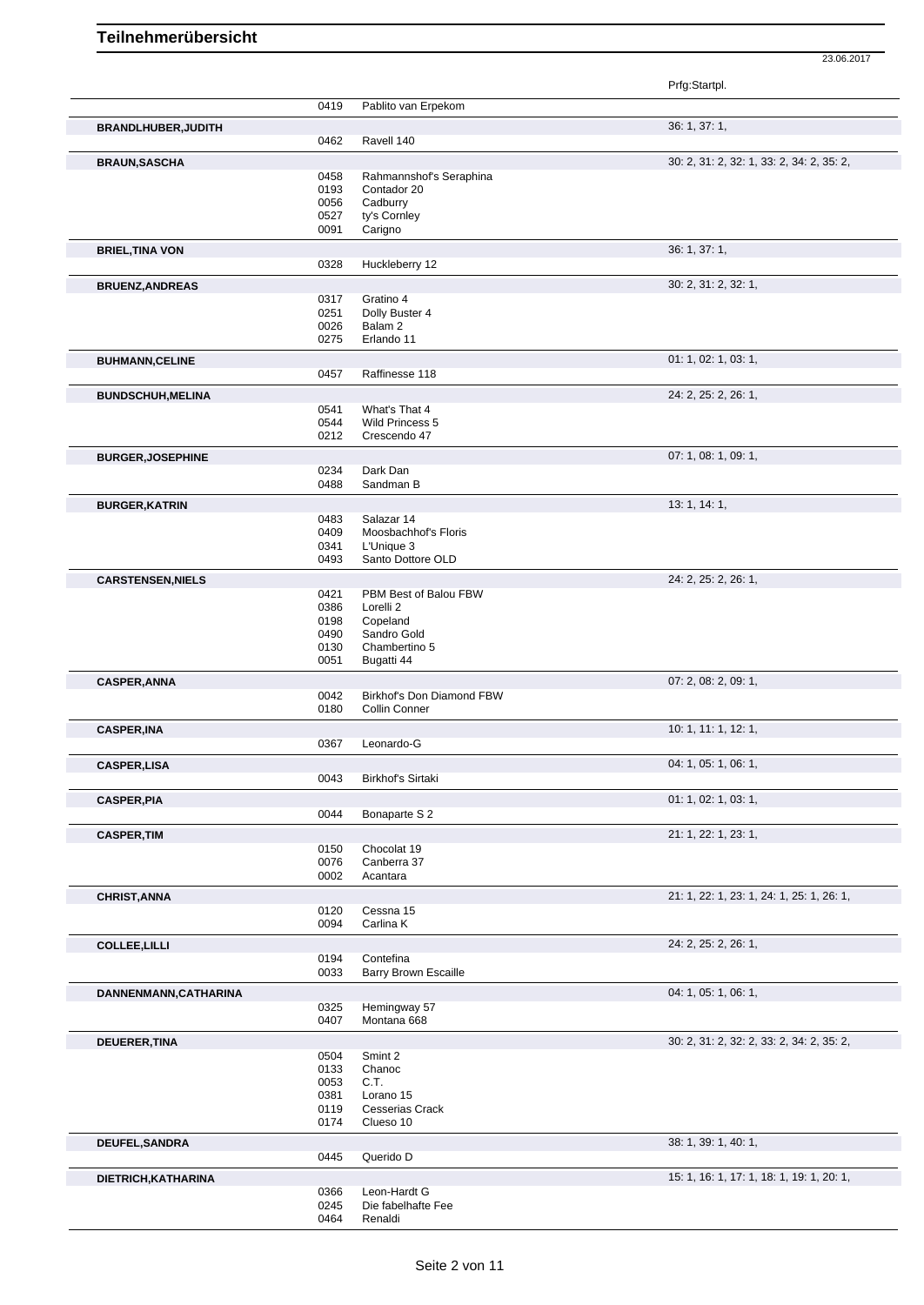# Teilnehmerübersicht

23.06.2017

| Name | Nr. | Pferd | Prfg:Startpl. |
|---|---|---|---|
| | 0419 | Pablito van Erpekom | |
| **BRANDLHUBER,JUDITH** | | | 36: 1, 37: 1, |
| | 0462 | Ravell 140 | |
| **BRAUN,SASCHA** | | | 30: 2, 31: 2, 32: 1, 33: 2, 34: 2, 35: 2, |
| | 0458 | Rahmannshof's Seraphina | |
| | 0193 | Contador 20 | |
| | 0056 | Cadburry | |
| | 0527 | ty's Cornley | |
| | 0091 | Carigno | |
| **BRIEL,TINA VON** | | | 36: 1, 37: 1, |
| | 0328 | Huckleberry 12 | |
| **BRUENZ,ANDREAS** | | | 30: 2, 31: 2, 32: 1, |
| | 0317 | Gratino 4 | |
| | 0251 | Dolly Buster 4 | |
| | 0026 | Balam 2 | |
| | 0275 | Erlando 11 | |
| **BUHMANN,CELINE** | | | 01: 1, 02: 1, 03: 1, |
| | 0457 | Raffinesse 118 | |
| **BUNDSCHUH,MELINA** | | | 24: 2, 25: 2, 26: 1, |
| | 0541 | What's That 4 | |
| | 0544 | Wild Princess 5 | |
| | 0212 | Crescendo 47 | |
| **BURGER,JOSEPHINE** | | | 07: 1, 08: 1, 09: 1, |
| | 0234 | Dark Dan | |
| | 0488 | Sandman B | |
| **BURGER,KATRIN** | | | 13: 1, 14: 1, |
| | 0483 | Salazar 14 | |
| | 0409 | Moosbachhof's Floris | |
| | 0341 | L'Unique 3 | |
| | 0493 | Santo Dottore OLD | |
| **CARSTENSEN,NIELS** | | | 24: 2, 25: 2, 26: 1, |
| | 0421 | PBM Best of Balou FBW | |
| | 0386 | Lorelli 2 | |
| | 0198 | Copeland | |
| | 0490 | Sandro Gold | |
| | 0130 | Chambertino 5 | |
| | 0051 | Bugatti 44 | |
| **CASPER,ANNA** | | | 07: 2, 08: 2, 09: 1, |
| | 0042 | Birkhof's Don Diamond FBW | |
| | 0180 | Collin Conner | |
| **CASPER,INA** | | | 10: 1, 11: 1, 12: 1, |
| | 0367 | Leonardo-G | |
| **CASPER,LISA** | | | 04: 1, 05: 1, 06: 1, |
| | 0043 | Birkhof's Sirtaki | |
| **CASPER,PIA** | | | 01: 1, 02: 1, 03: 1, |
| | 0044 | Bonaparte S 2 | |
| **CASPER,TIM** | | | 21: 1, 22: 1, 23: 1, |
| | 0150 | Chocolat 19 | |
| | 0076 | Canberra 37 | |
| | 0002 | Acantara | |
| **CHRIST,ANNA** | | | 21: 1, 22: 1, 23: 1, 24: 1, 25: 1, 26: 1, |
| | 0120 | Cessna 15 | |
| | 0094 | Carlina K | |
| **COLLEE,LILLI** | | | 24: 2, 25: 2, 26: 1, |
| | 0194 | Contefina | |
| | 0033 | Barry Brown Escaille | |
| **DANNENMANN,CATHARINA** | | | 04: 1, 05: 1, 06: 1, |
| | 0325 | Hemingway 57 | |
| | 0407 | Montana 668 | |
| **DEUERER,TINA** | | | 30: 2, 31: 2, 32: 2, 33: 2, 34: 2, 35: 2, |
| | 0504 | Smint 2 | |
| | 0133 | Chanoc | |
| | 0053 | C.T. | |
| | 0381 | Lorano 15 | |
| | 0119 | Cesserias Crack | |
| | 0174 | Clueso 10 | |
| **DEUFEL,SANDRA** | | | 38: 1, 39: 1, 40: 1, |
| | 0445 | Querido D | |
| **DIETRICH,KATHARINA** | | | 15: 1, 16: 1, 17: 1, 18: 1, 19: 1, 20: 1, |
| | 0366 | Leon-Hardt G | |
| | 0245 | Die fabelhafte Fee | |
| | 0464 | Renaldi | |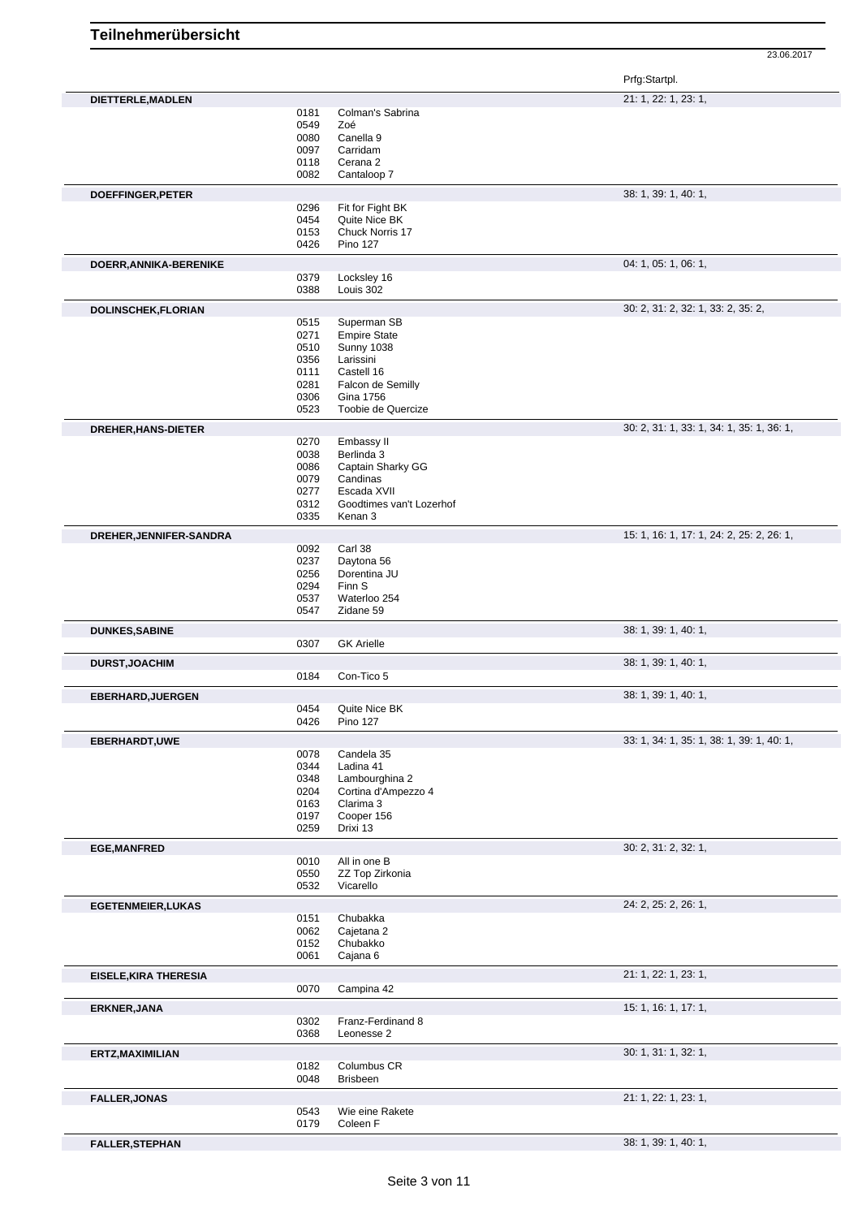# Teilnehmerübersicht

23.06.2017

| | | | Prfg:Startpl. |
|---|---|---|---|
| **DIETTERLE,MADLEN** | | | 21: 1, 22: 1, 23: 1, |
| | 0181 | Colman's Sabrina | |
| | 0549 | Zoé | |
| | 0080 | Canella 9 | |
| | 0097 | Carridam | |
| | 0118 | Cerana 2 | |
| | 0082 | Cantaloop 7 | |
| **DOEFFINGER,PETER** | | | 38: 1, 39: 1, 40: 1, |
| | 0296 | Fit for Fight BK | |
| | 0454 | Quite Nice BK | |
| | 0153 | Chuck Norris 17 | |
| | 0426 | Pino 127 | |
| **DOERR,ANNIKA-BERENIKE** | | | 04: 1, 05: 1, 06: 1, |
| | 0379 | Locksley 16 | |
| | 0388 | Louis 302 | |
| **DOLINSCHEK,FLORIAN** | | | 30: 2, 31: 2, 32: 1, 33: 2, 35: 2, |
| | 0515 | Superman SB | |
| | 0271 | Empire State | |
| | 0510 | Sunny 1038 | |
| | 0356 | Larissini | |
| | 0111 | Castell 16 | |
| | 0281 | Falcon de Semilly | |
| | 0306 | Gina 1756 | |
| | 0523 | Toobie de Quercize | |
| **DREHER,HANS-DIETER** | | | 30: 2, 31: 1, 33: 1, 34: 1, 35: 1, 36: 1, |
| | 0270 | Embassy II | |
| | 0038 | Berlinda 3 | |
| | 0086 | Captain Sharky GG | |
| | 0079 | Candinas | |
| | 0277 | Escada XVII | |
| | 0312 | Goodtimes van't Lozerhof | |
| | 0335 | Kenan 3 | |
| **DREHER,JENNIFER-SANDRA** | | | 15: 1, 16: 1, 17: 1, 24: 2, 25: 2, 26: 1, |
| | 0092 | Carl 38 | |
| | 0237 | Daytona 56 | |
| | 0256 | Dorentina JU | |
| | 0294 | Finn S | |
| | 0537 | Waterloo 254 | |
| | 0547 | Zidane 59 | |
| **DUNKES,SABINE** | | | 38: 1, 39: 1, 40: 1, |
| | 0307 | GK Arielle | |
| **DURST,JOACHIM** | | | 38: 1, 39: 1, 40: 1, |
| | 0184 | Con-Tico 5 | |
| **EBERHARD,JUERGEN** | | | 38: 1, 39: 1, 40: 1, |
| | 0454 | Quite Nice BK | |
| | 0426 | Pino 127 | |
| **EBERHARDT,UWE** | | | 33: 1, 34: 1, 35: 1, 38: 1, 39: 1, 40: 1, |
| | 0078 | Candela 35 | |
| | 0344 | Ladina 41 | |
| | 0348 | Lambourghina 2 | |
| | 0204 | Cortina d'Ampezzo 4 | |
| | 0163 | Clarima 3 | |
| | 0197 | Cooper 156 | |
| | 0259 | Drixi 13 | |
| **EGE,MANFRED** | | | 30: 2, 31: 2, 32: 1, |
| | 0010 | All in one B | |
| | 0550 | ZZ Top Zirkonia | |
| | 0532 | Vicarello | |
| **EGETENMEIER,LUKAS** | | | 24: 2, 25: 2, 26: 1, |
| | 0151 | Chubakka | |
| | 0062 | Cajetana 2 | |
| | 0152 | Chubakko | |
| | 0061 | Cajana 6 | |
| **EISELE,KIRA THERESIA** | | | 21: 1, 22: 1, 23: 1, |
| | 0070 | Campina 42 | |
| **ERKNER,JANA** | | | 15: 1, 16: 1, 17: 1, |
| | 0302 | Franz-Ferdinand 8 | |
| | 0368 | Leonesse 2 | |
| **ERTZ,MAXIMILIAN** | | | 30: 1, 31: 1, 32: 1, |
| | 0182 | Columbus CR | |
| | 0048 | Brisbeen | |
| **FALLER,JONAS** | | | 21: 1, 22: 1, 23: 1, |
| | 0543 | Wie eine Rakete | |
| | 0179 | Coleen F | |
| **FALLER,STEPHAN** | | | 38: 1, 39: 1, 40: 1, |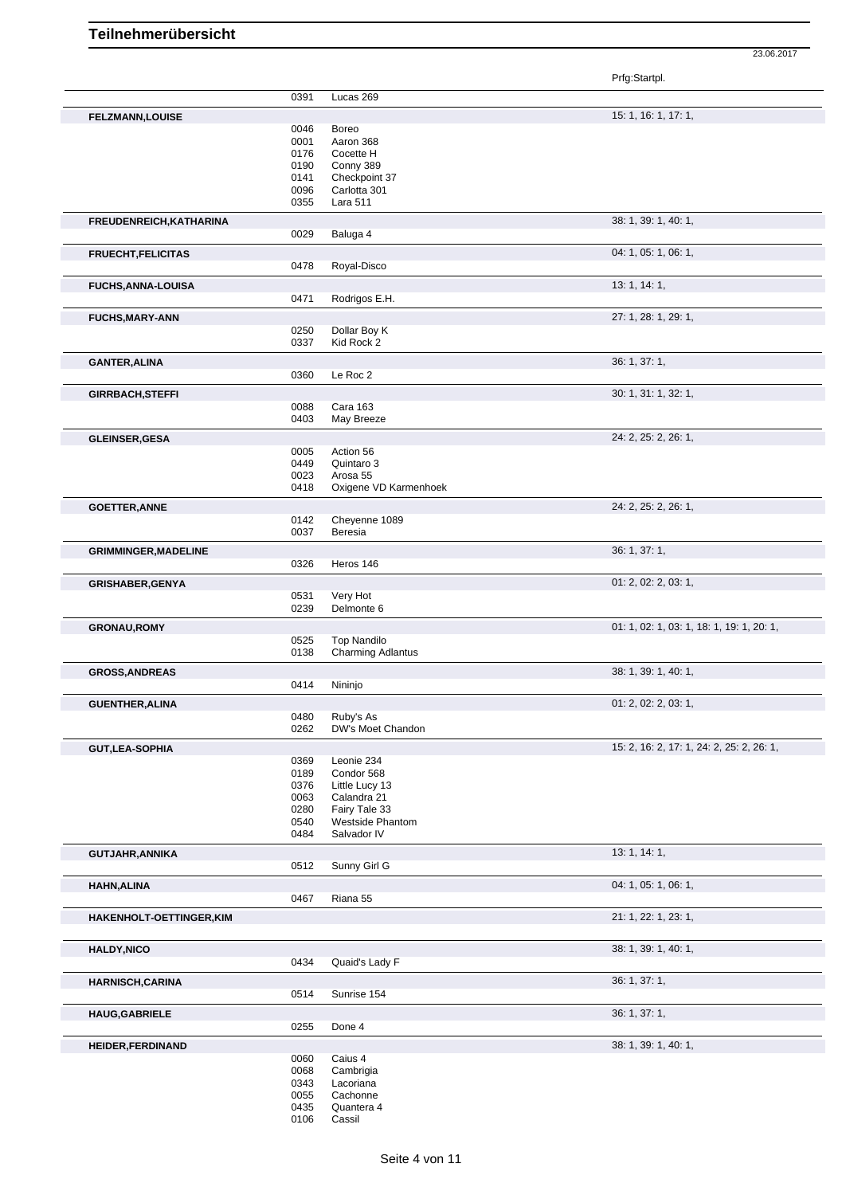# Teilnehmerübersicht

23.06.2017

| | | | Prfg:Startpl. |
|---|---|---|---|
| | 0391 | Lucas 269 | |
| **FELZMANN,LOUISE** | | | 15: 1, 16: 1, 17: 1, |
| | 0046 | Boreo | |
| | 0001 | Aaron 368 | |
| | 0176 | Cocette H | |
| | 0190 | Conny 389 | |
| | 0141 | Checkpoint 37 | |
| | 0096 | Carlotta 301 | |
| | 0355 | Lara 511 | |
| **FREUDENREICH,KATHARINA** | | | 38: 1, 39: 1, 40: 1, |
| | 0029 | Baluga 4 | |
| **FRUECHT,FELICITAS** | | | 04: 1, 05: 1, 06: 1, |
| | 0478 | Royal-Disco | |
| **FUCHS,ANNA-LOUISA** | | | 13: 1, 14: 1, |
| | 0471 | Rodrigos E.H. | |
| **FUCHS,MARY-ANN** | | | 27: 1, 28: 1, 29: 1, |
| | 0250 | Dollar Boy K | |
| | 0337 | Kid Rock 2 | |
| **GANTER,ALINA** | | | 36: 1, 37: 1, |
| | 0360 | Le Roc 2 | |
| **GIRRBACH,STEFFI** | | | 30: 1, 31: 1, 32: 1, |
| | 0088 | Cara 163 | |
| | 0403 | May Breeze | |
| **GLEINSER,GESA** | | | 24: 2, 25: 2, 26: 1, |
| | 0005 | Action 56 | |
| | 0449 | Quintaro 3 | |
| | 0023 | Arosa 55 | |
| | 0418 | Oxigene VD Karmenhoek | |
| **GOETTER,ANNE** | | | 24: 2, 25: 2, 26: 1, |
| | 0142 | Cheyenne 1089 | |
| | 0037 | Beresia | |
| **GRIMMINGER,MADELINE** | | | 36: 1, 37: 1, |
| | 0326 | Heros 146 | |
| **GRISHABER,GENYA** | | | 01: 2, 02: 2, 03: 1, |
| | 0531 | Very Hot | |
| | 0239 | Delmonte 6 | |
| **GRONAU,ROMY** | | | 01: 1, 02: 1, 03: 1, 18: 1, 19: 1, 20: 1, |
| | 0525 | Top Nandilo | |
| | 0138 | Charming Adlantus | |
| **GROSS,ANDREAS** | | | 38: 1, 39: 1, 40: 1, |
| | 0414 | Nininjo | |
| **GUENTHER,ALINA** | | | 01: 2, 02: 2, 03: 1, |
| | 0480 | Ruby's As | |
| | 0262 | DW's Moet Chandon | |
| **GUT,LEA-SOPHIA** | | | 15: 2, 16: 2, 17: 1, 24: 2, 25: 2, 26: 1, |
| | 0369 | Leonie 234 | |
| | 0189 | Condor 568 | |
| | 0376 | Little Lucy 13 | |
| | 0063 | Calandra 21 | |
| | 0280 | Fairy Tale 33 | |
| | 0540 | Westside Phantom | |
| | 0484 | Salvador IV | |
| **GUTJAHR,ANNIKA** | | | 13: 1, 14: 1, |
| | 0512 | Sunny Girl G | |
| **HAHN,ALINA** | | | 04: 1, 05: 1, 06: 1, |
| | 0467 | Riana 55 | |
| **HAKENHOLT-OETTINGER,KIM** | | | 21: 1, 22: 1, 23: 1, |
| **HALDY,NICO** | | | 38: 1, 39: 1, 40: 1, |
| | 0434 | Quaid's Lady F | |
| **HARNISCH,CARINA** | | | 36: 1, 37: 1, |
| | 0514 | Sunrise 154 | |
| **HAUG,GABRIELE** | | | 36: 1, 37: 1, |
| | 0255 | Done 4 | |
| **HEIDER,FERDINAND** | | | 38: 1, 39: 1, 40: 1, |
| | 0060 | Caius 4 | |
| | 0068 | Cambrigia | |
| | 0343 | Lacoriana | |
| | 0055 | Cachonne | |
| | 0435 | Quantera 4 | |
| | 0106 | Cassil | |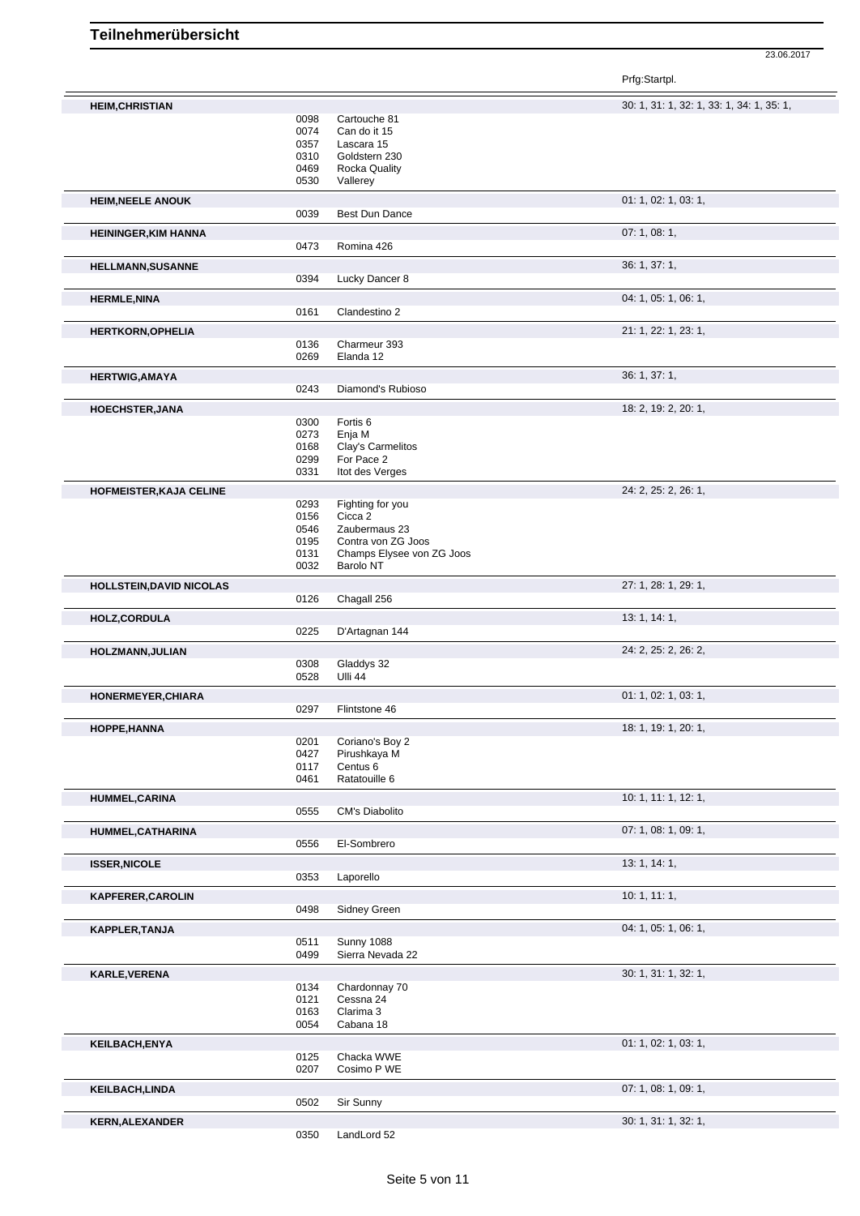# Teilnehmerübersicht

23.06.2017

| | | | Prfg:Startpl. |
|---|---|---|---|
| **HEIM,CHRISTIAN** | | | 30: 1, 31: 1, 32: 1, 33: 1, 34: 1, 35: 1, |
| | 0098 | Cartouche 81 | |
| | 0074 | Can do it 15 | |
| | 0357 | Lascara 15 | |
| | 0310 | Goldstern 230 | |
| | 0469 | Rocka Quality | |
| | 0530 | Vallerey | |
| **HEIM,NEELE ANOUK** | | | 01: 1, 02: 1, 03: 1, |
| | 0039 | Best Dun Dance | |
| **HEININGER,KIM HANNA** | | | 07: 1, 08: 1, |
| | 0473 | Romina 426 | |
| **HELLMANN,SUSANNE** | | | 36: 1, 37: 1, |
| | 0394 | Lucky Dancer 8 | |
| **HERMLE,NINA** | | | 04: 1, 05: 1, 06: 1, |
| | 0161 | Clandestino 2 | |
| **HERTKORN,OPHELIA** | | | 21: 1, 22: 1, 23: 1, |
| | 0136 | Charmeur 393 | |
| | 0269 | Elanda 12 | |
| **HERTWIG,AMAYA** | | | 36: 1, 37: 1, |
| | 0243 | Diamond's Rubioso | |
| **HOECHSTER,JANA** | | | 18: 2, 19: 2, 20: 1, |
| | 0300 | Fortis 6 | |
| | 0273 | Enja M | |
| | 0168 | Clay's Carmelitos | |
| | 0299 | For Pace 2 | |
| | 0331 | Itot des Verges | |
| **HOFMEISTER,KAJA CELINE** | | | 24: 2, 25: 2, 26: 1, |
| | 0293 | Fighting for you | |
| | 0156 | Cicca 2 | |
| | 0546 | Zaubermaus 23 | |
| | 0195 | Contra von ZG Joos | |
| | 0131 | Champs Elysee von ZG Joos | |
| | 0032 | Barolo NT | |
| **HOLLSTEIN,DAVID NICOLAS** | | | 27: 1, 28: 1, 29: 1, |
| | 0126 | Chagall 256 | |
| **HOLZ,CORDULA** | | | 13: 1, 14: 1, |
| | 0225 | D'Artagnan 144 | |
| **HOLZMANN,JULIAN** | | | 24: 2, 25: 2, 26: 2, |
| | 0308 | Gladdys 32 | |
| | 0528 | Ulli 44 | |
| **HONERMEYER,CHIARA** | | | 01: 1, 02: 1, 03: 1, |
| | 0297 | Flintstone 46 | |
| **HOPPE,HANNA** | | | 18: 1, 19: 1, 20: 1, |
| | 0201 | Coriano's Boy 2 | |
| | 0427 | Pirushkaya M | |
| | 0117 | Centus 6 | |
| | 0461 | Ratatouille 6 | |
| **HUMMEL,CARINA** | | | 10: 1, 11: 1, 12: 1, |
| | 0555 | CM's Diabolito | |
| **HUMMEL,CATHARINA** | | | 07: 1, 08: 1, 09: 1, |
| | 0556 | El-Sombrero | |
| **ISSER,NICOLE** | | | 13: 1, 14: 1, |
| | 0353 | Laporello | |
| **KAPFERER,CAROLIN** | | | 10: 1, 11: 1, |
| | 0498 | Sidney Green | |
| **KAPPLER,TANJA** | | | 04: 1, 05: 1, 06: 1, |
| | 0511 | Sunny 1088 | |
| | 0499 | Sierra Nevada 22 | |
| **KARLE,VERENA** | | | 30: 1, 31: 1, 32: 1, |
| | 0134 | Chardonnay 70 | |
| | 0121 | Cessna 24 | |
| | 0163 | Clarima 3 | |
| | 0054 | Cabana 18 | |
| **KEILBACH,ENYA** | | | 01: 1, 02: 1, 03: 1, |
| | 0125 | Chacka WWE | |
| | 0207 | Cosimo P WE | |
| **KEILBACH,LINDA** | | | 07: 1, 08: 1, 09: 1, |
| | 0502 | Sir Sunny | |
| **KERN,ALEXANDER** | | | 30: 1, 31: 1, 32: 1, |
| | 0350 | LandLord 52 | |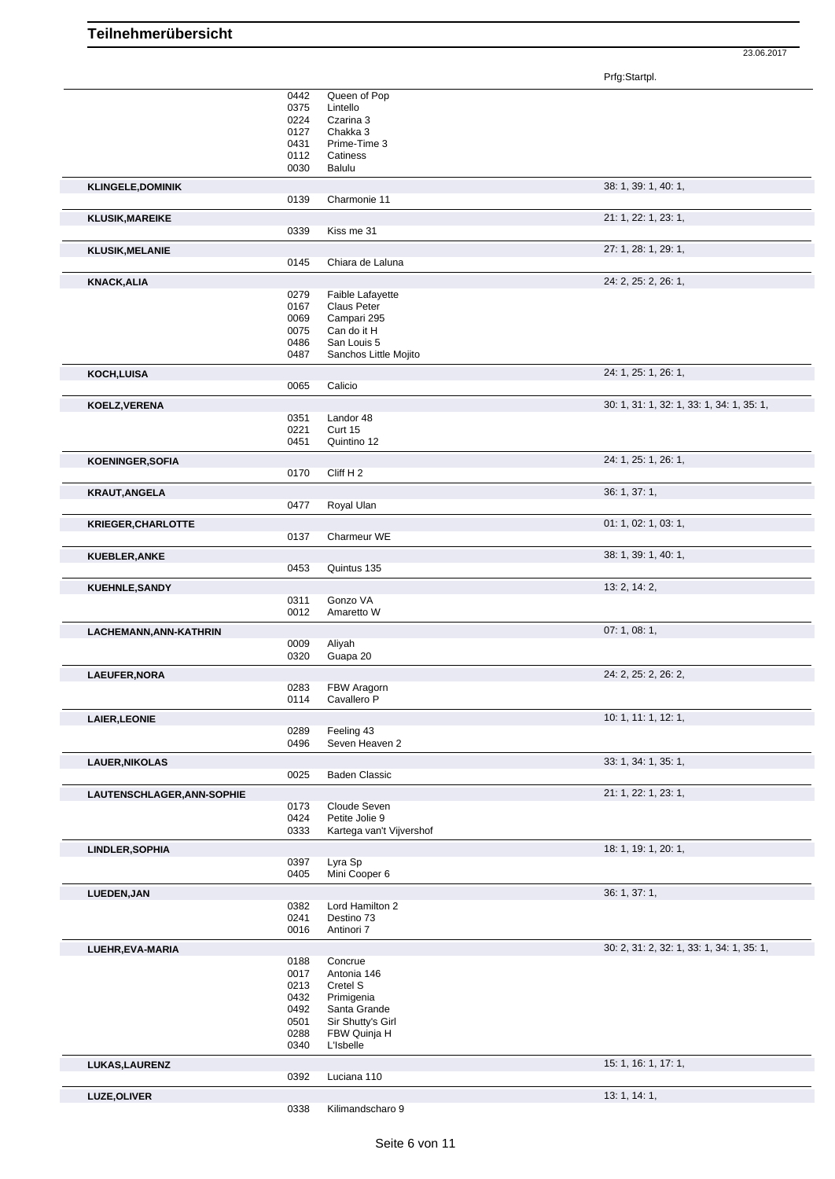# Teilnehmerübersicht

23.06.2017

| | | | Prfg:Startpl. |
|---|---|---|---|
| | 0442 | Queen of Pop | |
| | 0375 | Lintello | |
| | 0224 | Czarina 3 | |
| | 0127 | Chakka 3 | |
| | 0431 | Prime-Time 3 | |
| | 0112 | Catiness | |
| | 0030 | Balulu | |
| **KLINGELE,DOMINIK** | | | 38: 1, 39: 1, 40: 1, |
| | 0139 | Charmonie 11 | |
| **KLUSIK,MAREIKE** | | | 21: 1, 22: 1, 23: 1, |
| | 0339 | Kiss me 31 | |
| **KLUSIK,MELANIE** | | | 27: 1, 28: 1, 29: 1, |
| | 0145 | Chiara de Laluna | |
| **KNACK,ALIA** | | | 24: 2, 25: 2, 26: 1, |
| | 0279 | Faible Lafayette | |
| | 0167 | Claus Peter | |
| | 0069 | Campari 295 | |
| | 0075 | Can do it H | |
| | 0486 | San Louis 5 | |
| | 0487 | Sanchos Little Mojito | |
| **KOCH,LUISA** | | | 24: 1, 25: 1, 26: 1, |
| | 0065 | Calicio | |
| **KOELZ,VERENA** | | | 30: 1, 31: 1, 32: 1, 33: 1, 34: 1, 35: 1, |
| | 0351 | Landor 48 | |
| | 0221 | Curt 15 | |
| | 0451 | Quintino 12 | |
| **KOENINGER,SOFIA** | | | 24: 1, 25: 1, 26: 1, |
| | 0170 | Cliff H 2 | |
| **KRAUT,ANGELA** | | | 36: 1, 37: 1, |
| | 0477 | Royal Ulan | |
| **KRIEGER,CHARLOTTE** | | | 01: 1, 02: 1, 03: 1, |
| | 0137 | Charmeur WE | |
| **KUEBLER,ANKE** | | | 38: 1, 39: 1, 40: 1, |
| | 0453 | Quintus 135 | |
| **KUEHNLE,SANDY** | | | 13: 2, 14: 2, |
| | 0311 | Gonzo VA | |
| | 0012 | Amaretto W | |
| **LACHEMANN,ANN-KATHRIN** | | | 07: 1, 08: 1, |
| | 0009 | Aliyah | |
| | 0320 | Guapa 20 | |
| **LAEUFER,NORA** | | | 24: 2, 25: 2, 26: 2, |
| | 0283 | FBW Aragorn | |
| | 0114 | Cavallero P | |
| **LAIER,LEONIE** | | | 10: 1, 11: 1, 12: 1, |
| | 0289 | Feeling 43 | |
| | 0496 | Seven Heaven 2 | |
| **LAUER,NIKOLAS** | | | 33: 1, 34: 1, 35: 1, |
| | 0025 | Baden Classic | |
| **LAUTENSCHLAGER,ANN-SOPHIE** | | | 21: 1, 22: 1, 23: 1, |
| | 0173 | Cloude Seven | |
| | 0424 | Petite Jolie 9 | |
| | 0333 | Kartega van't Vijvershof | |
| **LINDLER,SOPHIA** | | | 18: 1, 19: 1, 20: 1, |
| | 0397 | Lyra Sp | |
| | 0405 | Mini Cooper 6 | |
| **LUEDEN,JAN** | | | 36: 1, 37: 1, |
| | 0382 | Lord Hamilton 2 | |
| | 0241 | Destino 73 | |
| | 0016 | Antinori 7 | |
| **LUEHR,EVA-MARIA** | | | 30: 2, 31: 2, 32: 1, 33: 1, 34: 1, 35: 1, |
| | 0188 | Concrue | |
| | 0017 | Antonia 146 | |
| | 0213 | Cretel S | |
| | 0432 | Primigenia | |
| | 0492 | Santa Grande | |
| | 0501 | Sir Shutty's Girl | |
| | 0288 | FBW Quinja H | |
| | 0340 | L'Isbelle | |
| **LUKAS,LAURENZ** | | | 15: 1, 16: 1, 17: 1, |
| | 0392 | Luciana 110 | |
| **LUZE,OLIVER** | | | 13: 1, 14: 1, |
| | 0338 | Kilimandscharo 9 | |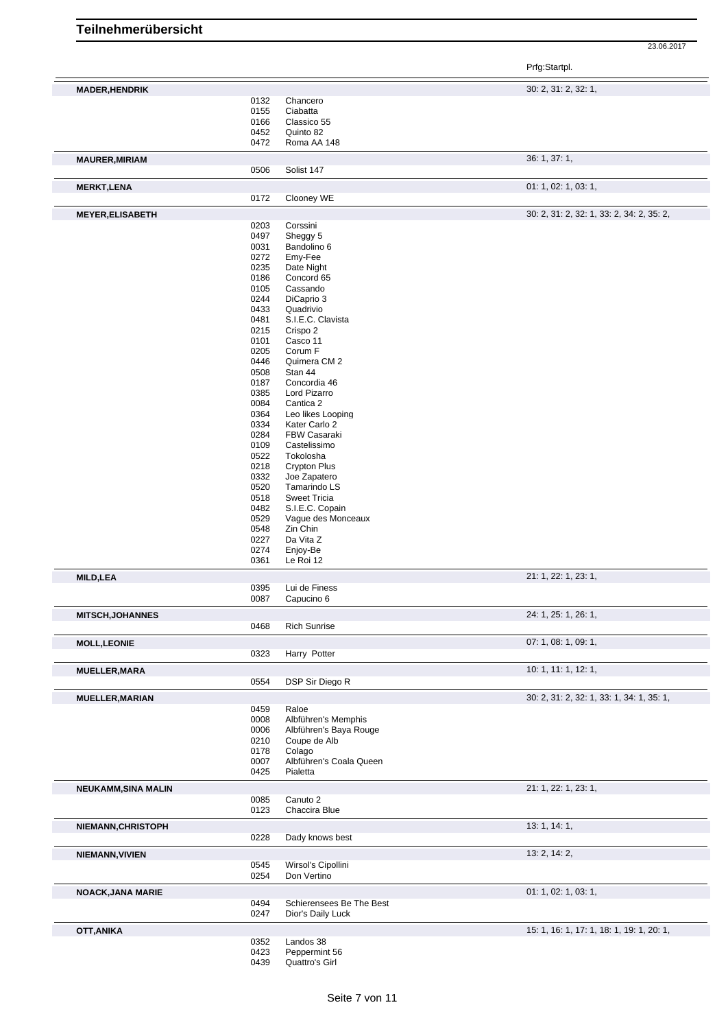# Teilnehmerübersicht

23.06.2017

| | | | Prfg:Startpl. |
|---|---|---|---|
| **MADER,HENDRIK** | | | 30: 2, 31: 2, 32: 1, |
| | 0132 | Chancero | |
| | 0155 | Ciabatta | |
| | 0166 | Classico 55 | |
| | 0452 | Quinto 82 | |
| | 0472 | Roma AA 148 | |
| **MAURER,MIRIAM** | | | 36: 1, 37: 1, |
| | 0506 | Solist 147 | |
| **MERKT,LENA** | | | 01: 1, 02: 1, 03: 1, |
| | 0172 | Clooney WE | |
| **MEYER,ELISABETH** | | | 30: 2, 31: 2, 32: 1, 33: 2, 34: 2, 35: 2, |
| | 0203 | Corssini | |
| | 0497 | Sheggy 5 | |
| | 0031 | Bandolino 6 | |
| | 0272 | Emy-Fee | |
| | 0235 | Date Night | |
| | 0186 | Concord 65 | |
| | 0105 | Cassando | |
| | 0244 | DiCaprio 3 | |
| | 0433 | Quadrivio | |
| | 0481 | S.I.E.C. Clavista | |
| | 0215 | Crispo 2 | |
| | 0101 | Casco 11 | |
| | 0205 | Corum F | |
| | 0446 | Quimera CM 2 | |
| | 0508 | Stan 44 | |
| | 0187 | Concordia 46 | |
| | 0385 | Lord Pizarro | |
| | 0084 | Cantica 2 | |
| | 0364 | Leo likes Looping | |
| | 0334 | Kater Carlo 2 | |
| | 0284 | FBW Casaraki | |
| | 0109 | Castelissimo | |
| | 0522 | Tokolosha | |
| | 0218 | Crypton Plus | |
| | 0332 | Joe Zapatero | |
| | 0520 | Tamarindo LS | |
| | 0518 | Sweet Tricia | |
| | 0482 | S.I.E.C. Copain | |
| | 0529 | Vague des Monceaux | |
| | 0548 | Zin Chin | |
| | 0227 | Da Vita Z | |
| | 0274 | Enjoy-Be | |
| | 0361 | Le Roi 12 | |
| **MILD,LEA** | | | 21: 1, 22: 1, 23: 1, |
| | 0395 | Lui de Finess | |
| | 0087 | Capucino 6 | |
| **MITSCH,JOHANNES** | | | 24: 1, 25: 1, 26: 1, |
| | 0468 | Rich Sunrise | |
| **MOLL,LEONIE** | | | 07: 1, 08: 1, 09: 1, |
| | 0323 | Harry Potter | |
| **MUELLER,MARA** | | | 10: 1, 11: 1, 12: 1, |
| | 0554 | DSP Sir Diego R | |
| **MUELLER,MARIAN** | | | 30: 2, 31: 2, 32: 1, 33: 1, 34: 1, 35: 1, |
| | 0459 | Raloe | |
| | 0008 | Albführen's Memphis | |
| | 0006 | Albführen's Baya Rouge | |
| | 0210 | Coupe de Alb | |
| | 0178 | Colago | |
| | 0007 | Albführen's Coala Queen | |
| | 0425 | Pialetta | |
| **NEUKAMM,SINA MALIN** | | | 21: 1, 22: 1, 23: 1, |
| | 0085 | Canuto 2 | |
| | 0123 | Chaccira Blue | |
| **NIEMANN,CHRISTOPH** | | | 13: 1, 14: 1, |
| | 0228 | Dady knows best | |
| **NIEMANN,VIVIEN** | | | 13: 2, 14: 2, |
| | 0545 | Wirsol's Cipollini | |
| | 0254 | Don Vertino | |
| **NOACK,JANA MARIE** | | | 01: 1, 02: 1, 03: 1, |
| | 0494 | Schierensees Be The Best | |
| | 0247 | Dior's Daily Luck | |
| **OTT,ANIKA** | | | 15: 1, 16: 1, 17: 1, 18: 1, 19: 1, 20: 1, |
| | 0352 | Landos 38 | |
| | 0423 | Peppermint 56 | |
| | 0439 | Quattro's Girl | |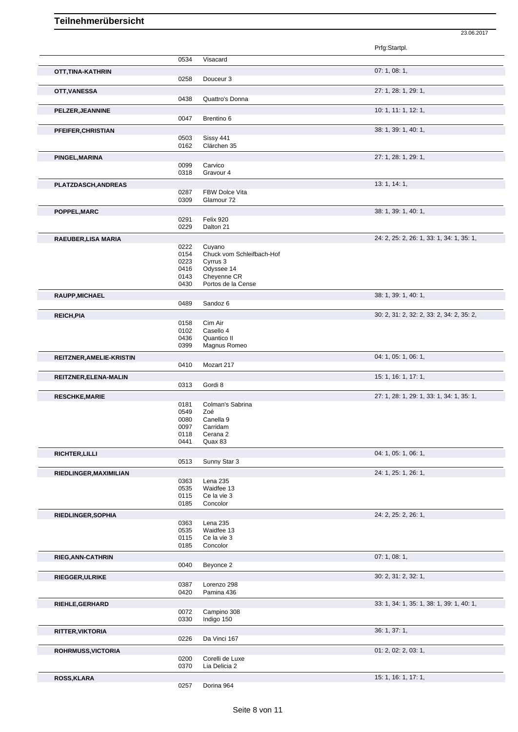# Teilnehmerübersicht

23.06.2017

| | | | Prfg:Startpl. |
|---|---|---|---|
| | 0534 | Visacard | |
| **OTT,TINA-KATHRIN** | | | 07: 1, 08: 1, |
| | 0258 | Douceur 3 | |
| **OTT,VANESSA** | | | 27: 1, 28: 1, 29: 1, |
| | 0438 | Quattro's Donna | |
| **PELZER,JEANNINE** | | | 10: 1, 11: 1, 12: 1, |
| | 0047 | Brentino 6 | |
| **PFEIFER,CHRISTIAN** | | | 38: 1, 39: 1, 40: 1, |
| | 0503 | Sissy 441 | |
| | 0162 | Clärchen 35 | |
| **PINGEL,MARINA** | | | 27: 1, 28: 1, 29: 1, |
| | 0099 | Carvico | |
| | 0318 | Gravour 4 | |
| **PLATZDASCH,ANDREAS** | | | 13: 1, 14: 1, |
| | 0287 | FBW Dolce Vita | |
| | 0309 | Glamour 72 | |
| **POPPEL,MARC** | | | 38: 1, 39: 1, 40: 1, |
| | 0291 | Felix 920 | |
| | 0229 | Dalton 21 | |
| **RAEUBER,LISA MARIA** | | | 24: 2, 25: 2, 26: 1, 33: 1, 34: 1, 35: 1, |
| | 0222 | Cuyano | |
| | 0154 | Chuck vom Schleifbach-Hof | |
| | 0223 | Cyrrus 3 | |
| | 0416 | Odyssee 14 | |
| | 0143 | Cheyenne CR | |
| | 0430 | Portos de la Cense | |
| **RAUPP,MICHAEL** | | | 38: 1, 39: 1, 40: 1, |
| | 0489 | Sandoz 6 | |
| **REICH,PIA** | | | 30: 2, 31: 2, 32: 2, 33: 2, 34: 2, 35: 2, |
| | 0158 | Cim Air | |
| | 0102 | Casello 4 | |
| | 0436 | Quantico II | |
| | 0399 | Magnus Romeo | |
| **REITZNER,AMELIE-KRISTIN** | | | 04: 1, 05: 1, 06: 1, |
| | 0410 | Mozart 217 | |
| **REITZNER,ELENA-MALIN** | | | 15: 1, 16: 1, 17: 1, |
| | 0313 | Gordi 8 | |
| **RESCHKE,MARIE** | | | 27: 1, 28: 1, 29: 1, 33: 1, 34: 1, 35: 1, |
| | 0181 | Colman's Sabrina | |
| | 0549 | Zoé | |
| | 0080 | Canella 9 | |
| | 0097 | Carridam | |
| | 0118 | Cerana 2 | |
| | 0441 | Quax 83 | |
| **RICHTER,LILLI** | | | 04: 1, 05: 1, 06: 1, |
| | 0513 | Sunny Star 3 | |
| **RIEDLINGER,MAXIMILIAN** | | | 24: 1, 25: 1, 26: 1, |
| | 0363 | Lena 235 | |
| | 0535 | Waidfee 13 | |
| | 0115 | Ce la vie 3 | |
| | 0185 | Concolor | |
| **RIEDLINGER,SOPHIA** | | | 24: 2, 25: 2, 26: 1, |
| | 0363 | Lena 235 | |
| | 0535 | Waidfee 13 | |
| | 0115 | Ce la vie 3 | |
| | 0185 | Concolor | |
| **RIEG,ANN-CATHRIN** | | | 07: 1, 08: 1, |
| | 0040 | Beyonce 2 | |
| **RIEGGER,ULRIKE** | | | 30: 2, 31: 2, 32: 1, |
| | 0387 | Lorenzo 298 | |
| | 0420 | Pamina 436 | |
| **RIEHLE,GERHARD** | | | 33: 1, 34: 1, 35: 1, 38: 1, 39: 1, 40: 1, |
| | 0072 | Campino 308 | |
| | 0330 | Indigo 150 | |
| **RITTER,VIKTORIA** | | | 36: 1, 37: 1, |
| | 0226 | Da Vinci 167 | |
| **ROHRMUSS,VICTORIA** | | | 01: 2, 02: 2, 03: 1, |
| | 0200 | Corelli de Luxe | |
| | 0370 | Lia Delicia 2 | |
| **ROSS,KLARA** | | | 15: 1, 16: 1, 17: 1, |
| | 0257 | Dorina 964 | |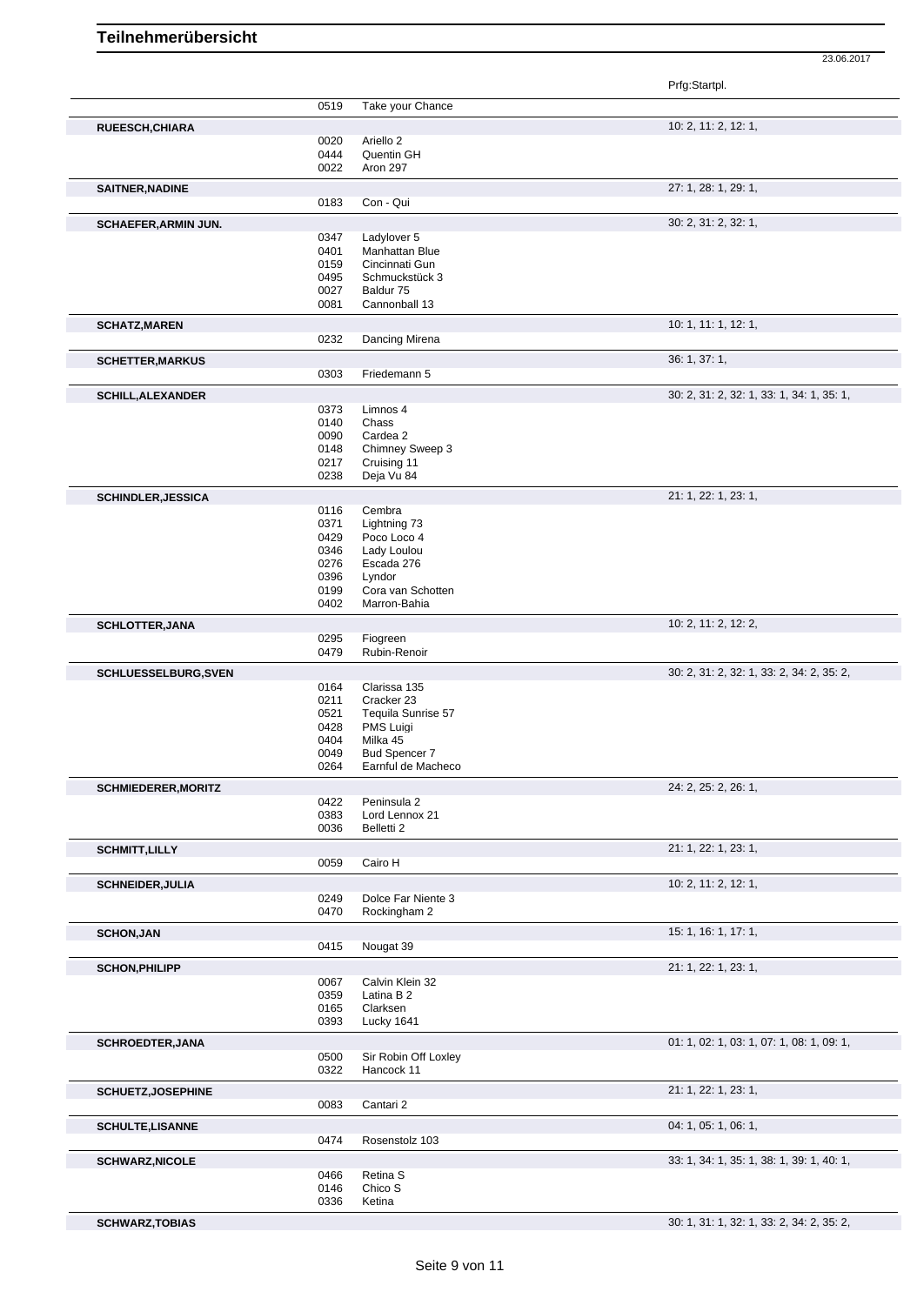## Teilnehmerübersicht

23.06.2017

| | | | Prfg:Startpl. |
|---|---|---|---|
| | 0519 | Take your Chance | |
| **RUEESCH,CHIARA** | | | 10: 2, 11: 2, 12: 1, |
| | 0020 | Ariello 2 | |
| | 0444 | Quentin GH | |
| | 0022 | Aron 297 | |
| **SAITNER,NADINE** | | | 27: 1, 28: 1, 29: 1, |
| | 0183 | Con - Qui | |
| **SCHAEFER,ARMIN JUN.** | | | 30: 2, 31: 2, 32: 1, |
| | 0347 | Ladylover 5 | |
| | 0401 | Manhattan Blue | |
| | 0159 | Cincinnati Gun | |
| | 0495 | Schmuckstück 3 | |
| | 0027 | Baldur 75 | |
| | 0081 | Cannonball 13 | |
| **SCHATZ,MAREN** | | | 10: 1, 11: 1, 12: 1, |
| | 0232 | Dancing Mirena | |
| **SCHETTER,MARKUS** | | | 36: 1, 37: 1, |
| | 0303 | Friedemann 5 | |
| **SCHILL,ALEXANDER** | | | 30: 2, 31: 2, 32: 1, 33: 1, 34: 1, 35: 1, |
| | 0373 | Limnos 4 | |
| | 0140 | Chass | |
| | 0090 | Cardea 2 | |
| | 0148 | Chimney Sweep 3 | |
| | 0217 | Cruising 11 | |
| | 0238 | Deja Vu 84 | |
| **SCHINDLER,JESSICA** | | | 21: 1, 22: 1, 23: 1, |
| | 0116 | Cembra | |
| | 0371 | Lightning 73 | |
| | 0429 | Poco Loco 4 | |
| | 0346 | Lady Loulou | |
| | 0276 | Escada 276 | |
| | 0396 | Lyndor | |
| | 0199 | Cora van Schotten | |
| | 0402 | Marron-Bahia | |
| **SCHLOTTER,JANA** | | | 10: 2, 11: 2, 12: 2, |
| | 0295 | Fiogreen | |
| | 0479 | Rubin-Renoir | |
| **SCHLUESSELBURG,SVEN** | | | 30: 2, 31: 2, 32: 1, 33: 2, 34: 2, 35: 2, |
| | 0164 | Clarissa 135 | |
| | 0211 | Cracker 23 | |
| | 0521 | Tequila Sunrise 57 | |
| | 0428 | PMS Luigi | |
| | 0404 | Milka 45 | |
| | 0049 | Bud Spencer 7 | |
| | 0264 | Earnful de Macheco | |
| **SCHMIEDERER,MORITZ** | | | 24: 2, 25: 2, 26: 1, |
| | 0422 | Peninsula 2 | |
| | 0383 | Lord Lennox 21 | |
| | 0036 | Belletti 2 | |
| **SCHMITT,LILLY** | | | 21: 1, 22: 1, 23: 1, |
| | 0059 | Cairo H | |
| **SCHNEIDER,JULIA** | | | 10: 2, 11: 2, 12: 1, |
| | 0249 | Dolce Far Niente 3 | |
| | 0470 | Rockingham 2 | |
| **SCHON,JAN** | | | 15: 1, 16: 1, 17: 1, |
| | 0415 | Nougat 39 | |
| **SCHON,PHILIPP** | | | 21: 1, 22: 1, 23: 1, |
| | 0067 | Calvin Klein 32 | |
| | 0359 | Latina B 2 | |
| | 0165 | Clarksen | |
| | 0393 | Lucky 1641 | |
| **SCHROEDTER,JANA** | | | 01: 1, 02: 1, 03: 1, 07: 1, 08: 1, 09: 1, |
| | 0500 | Sir Robin Off Loxley | |
| | 0322 | Hancock 11 | |
| **SCHUETZ,JOSEPHINE** | | | 21: 1, 22: 1, 23: 1, |
| | 0083 | Cantari 2 | |
| **SCHULTE,LISANNE** | | | 04: 1, 05: 1, 06: 1, |
| | 0474 | Rosenstolz 103 | |
| **SCHWARZ,NICOLE** | | | 33: 1, 34: 1, 35: 1, 38: 1, 39: 1, 40: 1, |
| | 0466 | Retina S | |
| | 0146 | Chico S | |
| | 0336 | Ketina | |
| **SCHWARZ,TOBIAS** | | | 30: 1, 31: 1, 32: 1, 33: 2, 34: 2, 35: 2, |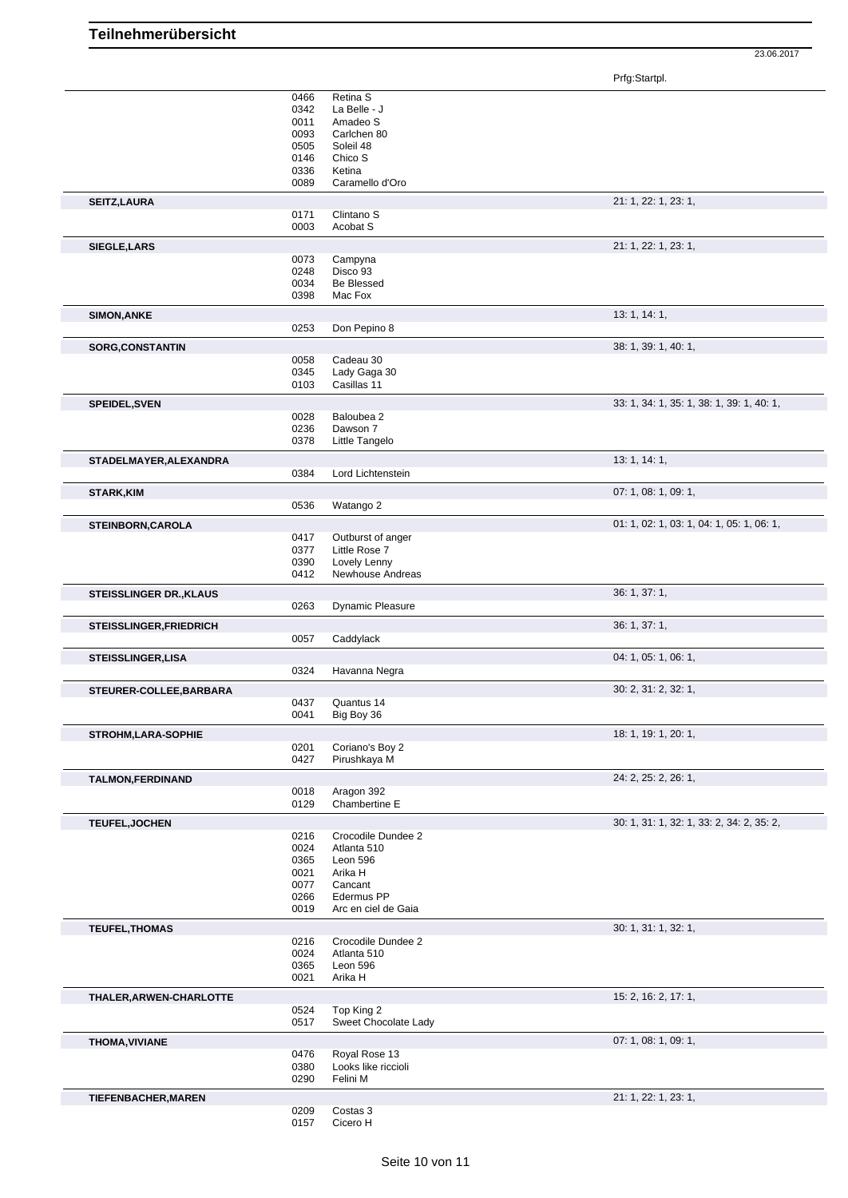# Teilnehmerübersicht

23.06.2017

| | | | Prfg:Startpl. |
|---|---|---|---|
| | 0466 | Retina S | |
| | 0342 | La Belle - J | |
| | 0011 | Amadeo S | |
| | 0093 | Carlchen 80 | |
| | 0505 | Soleil 48 | |
| | 0146 | Chico S | |
| | 0336 | Ketina | |
| | 0089 | Caramello d'Oro | |
| **SEITZ,LAURA** | | | 21: 1, 22: 1, 23: 1, |
| | 0171 | Clintano S | |
| | 0003 | Acobat S | |
| **SIEGLE,LARS** | | | 21: 1, 22: 1, 23: 1, |
| | 0073 | Campyna | |
| | 0248 | Disco 93 | |
| | 0034 | Be Blessed | |
| | 0398 | Mac Fox | |
| **SIMON,ANKE** | | | 13: 1, 14: 1, |
| | 0253 | Don Pepino 8 | |
| **SORG,CONSTANTIN** | | | 38: 1, 39: 1, 40: 1, |
| | 0058 | Cadeau 30 | |
| | 0345 | Lady Gaga 30 | |
| | 0103 | Casillas 11 | |
| **SPEIDEL,SVEN** | | | 33: 1, 34: 1, 35: 1, 38: 1, 39: 1, 40: 1, |
| | 0028 | Baloubea 2 | |
| | 0236 | Dawson 7 | |
| | 0378 | Little Tangelo | |
| **STADELMAYER,ALEXANDRA** | | | 13: 1, 14: 1, |
| | 0384 | Lord Lichtenstein | |
| **STARK,KIM** | | | 07: 1, 08: 1, 09: 1, |
| | 0536 | Watango 2 | |
| **STEINBORN,CAROLA** | | | 01: 1, 02: 1, 03: 1, 04: 1, 05: 1, 06: 1, |
| | 0417 | Outburst of anger | |
| | 0377 | Little Rose 7 | |
| | 0390 | Lovely Lenny | |
| | 0412 | Newhouse Andreas | |
| **STEISSLINGER DR.,KLAUS** | | | 36: 1, 37: 1, |
| | 0263 | Dynamic Pleasure | |
| **STEISSLINGER,FRIEDRICH** | | | 36: 1, 37: 1, |
| | 0057 | Caddylack | |
| **STEISSLINGER,LISA** | | | 04: 1, 05: 1, 06: 1, |
| | 0324 | Havanna Negra | |
| **STEURER-COLLEE,BARBARA** | | | 30: 2, 31: 2, 32: 1, |
| | 0437 | Quantus 14 | |
| | 0041 | Big Boy 36 | |
| **STROHM,LARA-SOPHIE** | | | 18: 1, 19: 1, 20: 1, |
| | 0201 | Coriano's Boy 2 | |
| | 0427 | Pirushkaya M | |
| **TALMON,FERDINAND** | | | 24: 2, 25: 2, 26: 1, |
| | 0018 | Aragon 392 | |
| | 0129 | Chambertine E | |
| **TEUFEL,JOCHEN** | | | 30: 1, 31: 1, 32: 1, 33: 2, 34: 2, 35: 2, |
| | 0216 | Crocodile Dundee 2 | |
| | 0024 | Atlanta 510 | |
| | 0365 | Leon 596 | |
| | 0021 | Arika H | |
| | 0077 | Cancant | |
| | 0266 | Edermus PP | |
| | 0019 | Arc en ciel de Gaia | |
| **TEUFEL,THOMAS** | | | 30: 1, 31: 1, 32: 1, |
| | 0216 | Crocodile Dundee 2 | |
| | 0024 | Atlanta 510 | |
| | 0365 | Leon 596 | |
| | 0021 | Arika H | |
| **THALER,ARWEN-CHARLOTTE** | | | 15: 2, 16: 2, 17: 1, |
| | 0524 | Top King 2 | |
| | 0517 | Sweet Chocolate Lady | |
| **THOMA,VIVIANE** | | | 07: 1, 08: 1, 09: 1, |
| | 0476 | Royal Rose 13 | |
| | 0380 | Looks like riccioli | |
| | 0290 | Felini M | |
| **TIEFENBACHER,MAREN** | | | 21: 1, 22: 1, 23: 1, |
| | 0209 | Costas 3 | |
| | 0157 | Cicero H | |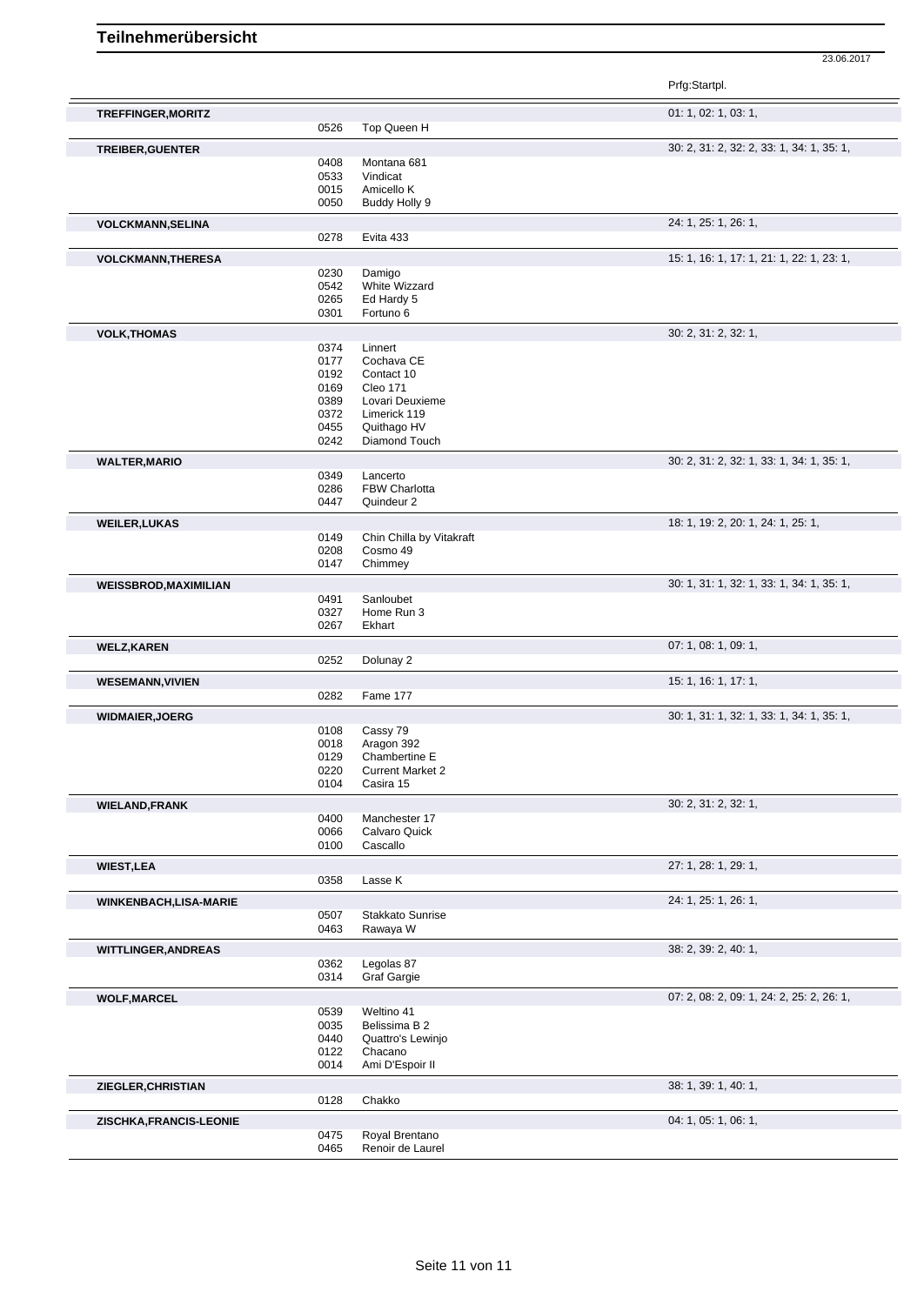# Teilnehmerübersicht

23.06.2017

| | | | Prfg:Startpl. |
|---|---|---|---|
| **TREFFINGER,MORITZ** | | | 01: 1, 02: 1, 03: 1, |
| | 0526 | Top Queen H | |
| **TREIBER,GUENTER** | | | 30: 2, 31: 2, 32: 2, 33: 1, 34: 1, 35: 1, |
| | 0408 | Montana 681 | |
| | 0533 | Vindicat | |
| | 0015 | Amicello K | |
| | 0050 | Buddy Holly 9 | |
| **VOLCKMANN,SELINA** | | | 24: 1, 25: 1, 26: 1, |
| | 0278 | Evita 433 | |
| **VOLCKMANN,THERESA** | | | 15: 1, 16: 1, 17: 1, 21: 1, 22: 1, 23: 1, |
| | 0230 | Damigo | |
| | 0542 | White Wizzard | |
| | 0265 | Ed Hardy 5 | |
| | 0301 | Fortuno 6 | |
| **VOLK,THOMAS** | | | 30: 2, 31: 2, 32: 1, |
| | 0374 | Linnert | |
| | 0177 | Cochava CE | |
| | 0192 | Contact 10 | |
| | 0169 | Cleo 171 | |
| | 0389 | Lovari Deuxieme | |
| | 0372 | Limerick 119 | |
| | 0455 | Quithago HV | |
| | 0242 | Diamond Touch | |
| **WALTER,MARIO** | | | 30: 2, 31: 2, 32: 1, 33: 1, 34: 1, 35: 1, |
| | 0349 | Lancerto | |
| | 0286 | FBW Charlotta | |
| | 0447 | Quindeur 2 | |
| **WEILER,LUKAS** | | | 18: 1, 19: 2, 20: 1, 24: 1, 25: 1, |
| | 0149 | Chin Chilla by Vitakraft | |
| | 0208 | Cosmo 49 | |
| | 0147 | Chimmey | |
| **WEISSBROD,MAXIMILIAN** | | | 30: 1, 31: 1, 32: 1, 33: 1, 34: 1, 35: 1, |
| | 0491 | Sanloubet | |
| | 0327 | Home Run 3 | |
| | 0267 | Ekhart | |
| **WELZ,KAREN** | | | 07: 1, 08: 1, 09: 1, |
| | 0252 | Dolunay 2 | |
| **WESEMANN,VIVIEN** | | | 15: 1, 16: 1, 17: 1, |
| | 0282 | Fame 177 | |
| **WIDMAIER,JOERG** | | | 30: 1, 31: 1, 32: 1, 33: 1, 34: 1, 35: 1, |
| | 0108 | Cassy 79 | |
| | 0018 | Aragon 392 | |
| | 0129 | Chambertine E | |
| | 0220 | Current Market 2 | |
| | 0104 | Casira 15 | |
| **WIELAND,FRANK** | | | 30: 2, 31: 2, 32: 1, |
| | 0400 | Manchester 17 | |
| | 0066 | Calvaro Quick | |
| | 0100 | Cascallo | |
| **WIEST,LEA** | | | 27: 1, 28: 1, 29: 1, |
| | 0358 | Lasse K | |
| **WINKENBACH,LISA-MARIE** | | | 24: 1, 25: 1, 26: 1, |
| | 0507 | Stakkato Sunrise | |
| | 0463 | Rawaya W | |
| **WITTLINGER,ANDREAS** | | | 38: 2, 39: 2, 40: 1, |
| | 0362 | Legolas 87 | |
| | 0314 | Graf Gargie | |
| **WOLF,MARCEL** | | | 07: 2, 08: 2, 09: 1, 24: 2, 25: 2, 26: 1, |
| | 0539 | Weltino 41 | |
| | 0035 | Belissima B 2 | |
| | 0440 | Quattro's Lewinjo | |
| | 0122 | Chacano | |
| | 0014 | Ami D'Espoir II | |
| **ZIEGLER,CHRISTIAN** | | | 38: 1, 39: 1, 40: 1, |
| | 0128 | Chakko | |
| **ZISCHKA,FRANCIS-LEONIE** | | | 04: 1, 05: 1, 06: 1, |
| | 0475 | Royal Brentano | |
| | 0465 | Renoir de Laurel | |